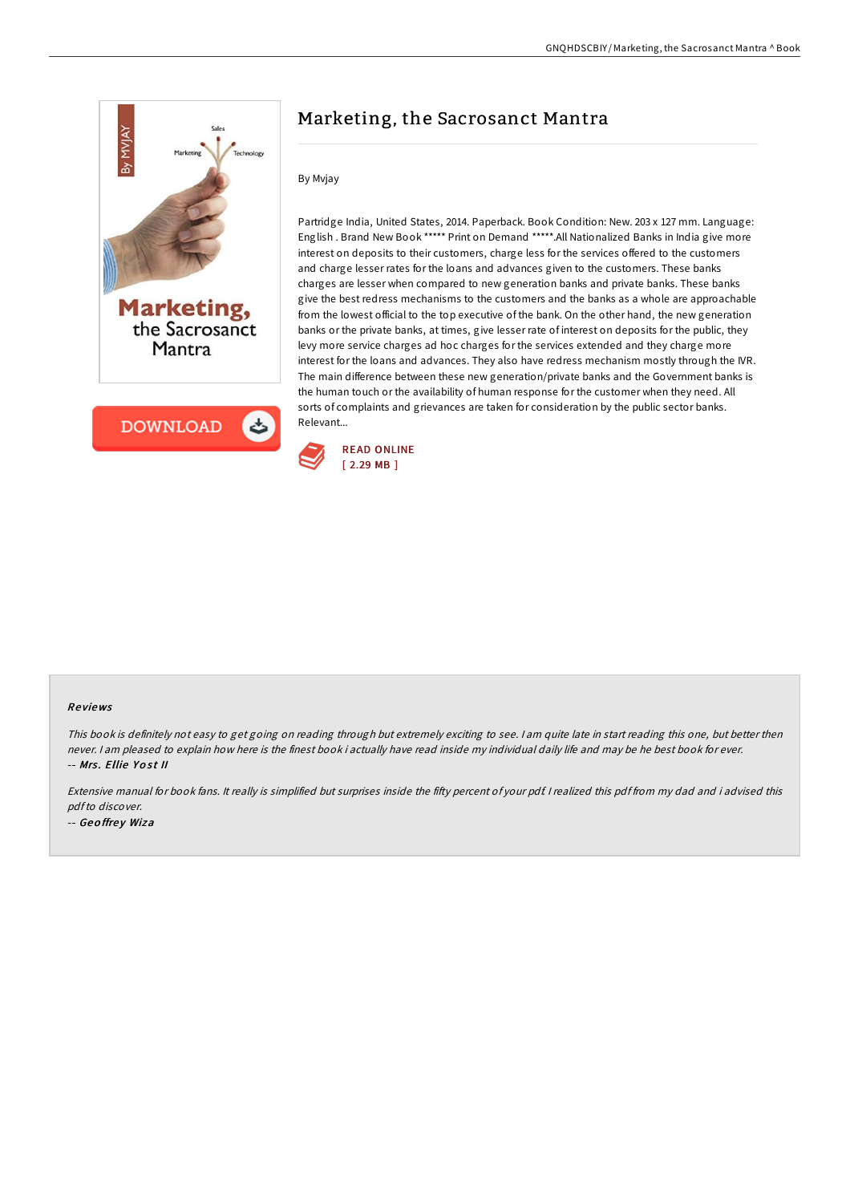# Marketing, the Sacrosanct Mantra

By Mvjay

Partridge India, United States, 2014. Paperback. Book Condition: New. 203 x 127 mm. Language: English . Brand New Book ***** Print on Demand *****.All Nationalized Banks in India give more interest on deposits to their customers, charge less for the services offered to the customers and charge lesser rates for the loans and advances given to the customers. These banks charges are lesser when compared to new generation banks and private banks. These banks give the best redress mechanisms to the customers and the banks as a whole are approachable from the lowest official to the top executive of the bank. On the other hand, the new generation banks or the private banks, at times, give lesser rate of interest on deposits for the public, they levy more service charges ad hoc charges for the services extended and they charge more interest for the loans and advances. They also have redress mechanism mostly through the IVR. The main difference between these new generation/private banks and the Government banks is the human touch or the availability of human response for the customer when they need. All sorts of complaints and grievances are taken for consideration by the public sector banks. Relevant...

READ ONLINE
[ 2.29 MB ]

### Reviews

*This book is definitely not easy to get going on reading through but extremely exciting to see. I am quite late in start reading this one, but better then never. I am pleased to explain how here is the finest book i actually have read inside my individual daily life and may be he best book for ever.*

*-- Mrs. Ellie Yost II*

*Extensive manual for book fans. It really is simplified but surprises inside the fifty percent of your pdf. I realized this pdf from my dad and i advised this pdf to discover.*

*-- Geoffrey Wiza*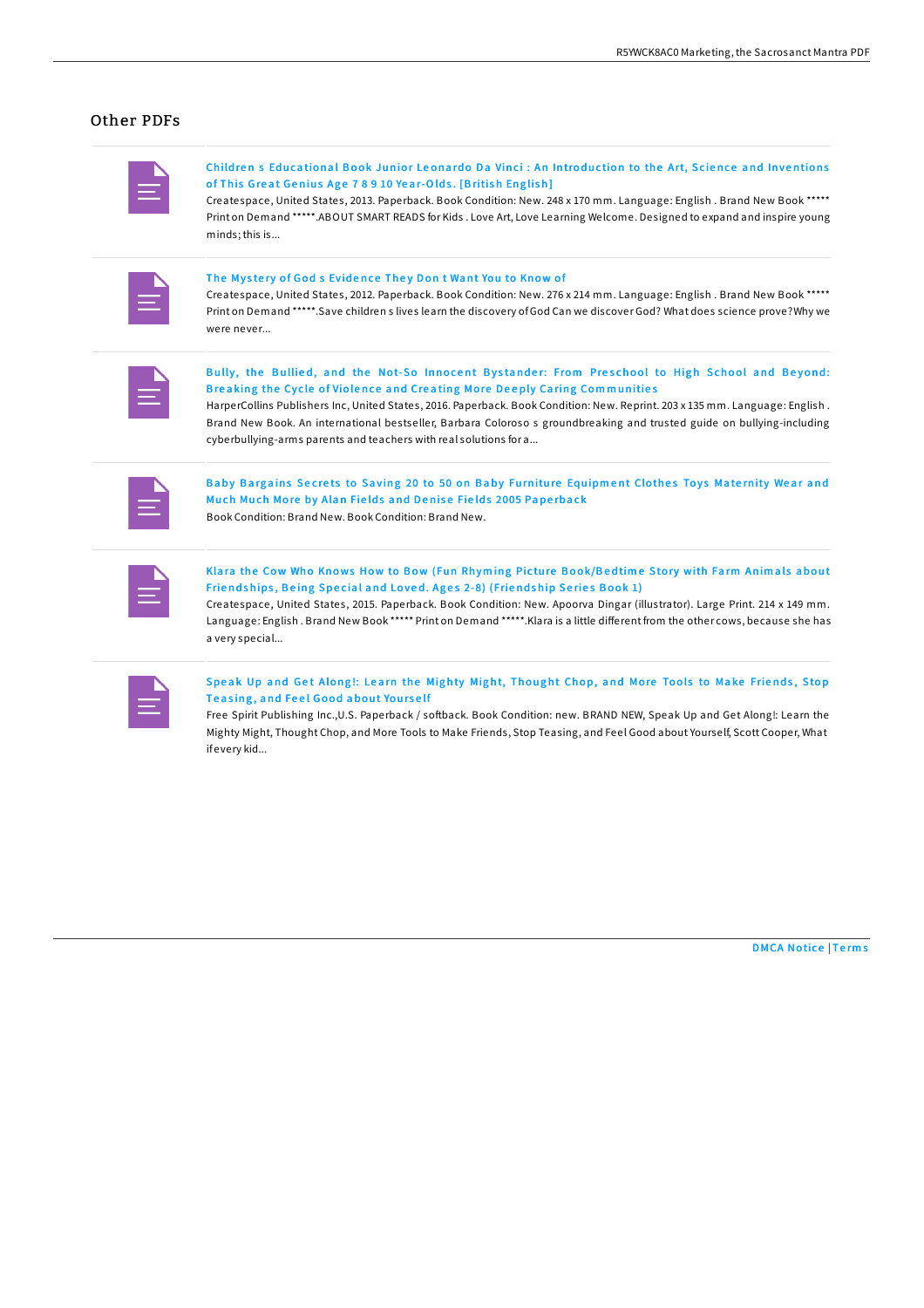## Other PDFs

**Children s Educational Book Junior Leonardo Da Vinci : An Introduction to the Art, Science and Inventions of This Great Genius Age 7 8 9 10 Year-Olds. [British English]**

Createspace, United States, 2013. Paperback. Book Condition: New. 248 x 170 mm. Language: English . Brand New Book ***** Print on Demand *****.ABOUT SMART READS for Kids . Love Art, Love Learning Welcome. Designed to expand and inspire young minds; this is...

**The Mystery of God s Evidence They Don t Want You to Know of**

Createspace, United States, 2012. Paperback. Book Condition: New. 276 x 214 mm. Language: English . Brand New Book ***** Print on Demand *****.Save children s lives learn the discovery of God Can we discover God? What does science prove? Why we were never...

**Bully, the Bullied, and the Not-So Innocent Bystander: From Preschool to High School and Beyond: Breaking the Cycle of Violence and Creating More Deeply Caring Communities**

HarperCollins Publishers Inc, United States, 2016. Paperback. Book Condition: New. Reprint. 203 x 135 mm. Language: English . Brand New Book. An international bestseller, Barbara Coloroso s groundbreaking and trusted guide on bullying-including cyberbullying-arms parents and teachers with real solutions for a...

**Baby Bargains Secrets to Saving 20 to 50 on Baby Furniture Equipment Clothes Toys Maternity Wear and Much Much More by Alan Fields and Denise Fields 2005 Paperback**

Book Condition: Brand New. Book Condition: Brand New.

**Klara the Cow Who Knows How to Bow (Fun Rhyming Picture Book/Bedtime Story with Farm Animals about Friendships, Being Special and Loved. Ages 2-8) (Friendship Series Book 1)**

Createspace, United States, 2015. Paperback. Book Condition: New. Apoorva Dingar (illustrator). Large Print. 214 x 149 mm. Language: English . Brand New Book ***** Print on Demand *****.Klara is a little different from the other cows, because she has a very special...

**Speak Up and Get Along!: Learn the Mighty Might, Thought Chop, and More Tools to Make Friends, Stop Teasing, and Feel Good about Yourself**

Free Spirit Publishing Inc.,U.S. Paperback / softback. Book Condition: new. BRAND NEW, Speak Up and Get Along!: Learn the Mighty Might, Thought Chop, and More Tools to Make Friends, Stop Teasing, and Feel Good about Yourself, Scott Cooper, What if every kid...

DMCA Notice | Terms